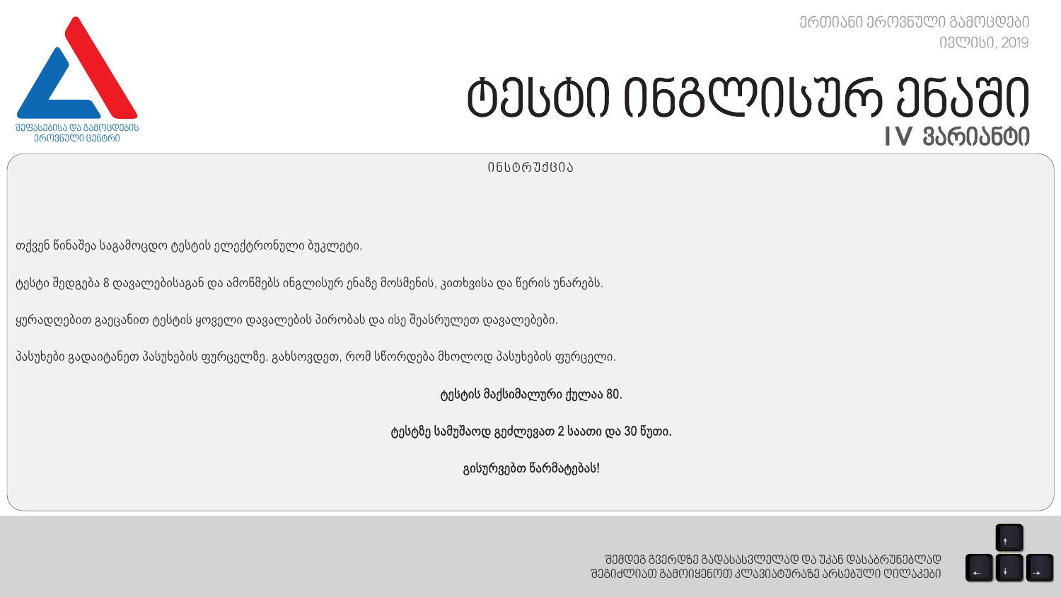შეფასებისა და გამოცდების ეროვნული ცენტრი

ერთიანი ეროვნული გამოცდები
ივლისი, 2019

# ტესტი ინგლისურ ენაში
## IV ვარიანტი

ინსტრუქცია

თქვენ წინაშეა საგამოცდო ტესტის ელექტრონული ბუკლეტი.

ტესტი შედგება 8 დავალებისაგან და ამოწმებს ინგლისურ ენაზე მოსმენის, კითხვისა და წერის უნარებს.

ყურადღებით გაეცანით ტესტის ყოველი დავალების პირობას და ისე შეასრულეთ დავალებები.

პასუხები გადაიტანეთ პასუხების ფურცელზე. გახსოვდეთ, რომ სწორდება მხოლოდ პასუხების ფურცელი.

**ტესტის მაქსიმალური ქულაა 80.**

**ტესტზე სამუშაოდ გეძლევათ 2 საათი და 30 წუთი.**

**გისურვებთ წარმატებას!**

შემდეგ გვერდზე გადასასვლელად და უკან დასაბრუნებლად შეგიძლიათ გამოიყენოთ კლავიატურაზე არსებული ღილაკები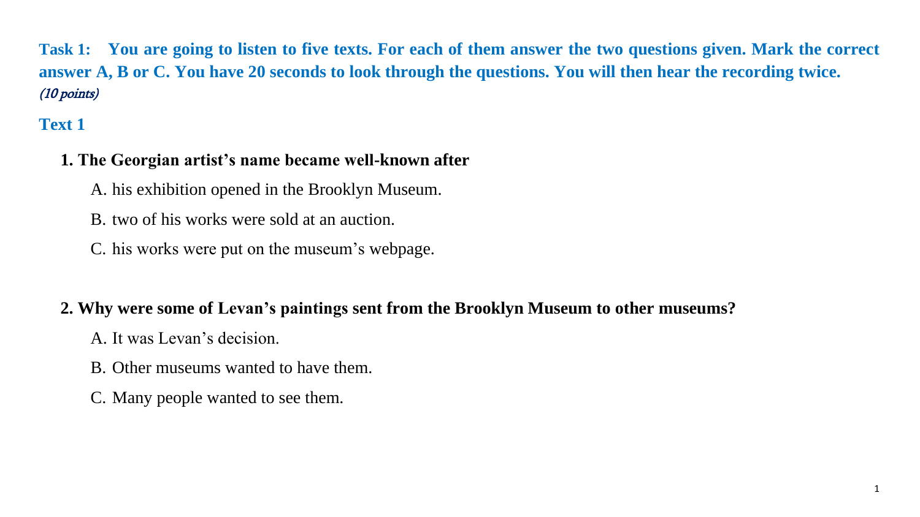**Task 1: You are going to listen to five texts. For each of them answer the two questions given. Mark the correct answer A, B or C. You have 20 seconds to look through the questions. You will then hear the recording twice.** *(10 points)*

## Text 1

**1. The Georgian artist's name became well-known after**

A. his exhibition opened in the Brooklyn Museum.

B. two of his works were sold at an auction.

C. his works were put on the museum's webpage.

**2. Why were some of Levan's paintings sent from the Brooklyn Museum to other museums?**

A. It was Levan's decision.

B. Other museums wanted to have them.

C. Many people wanted to see them.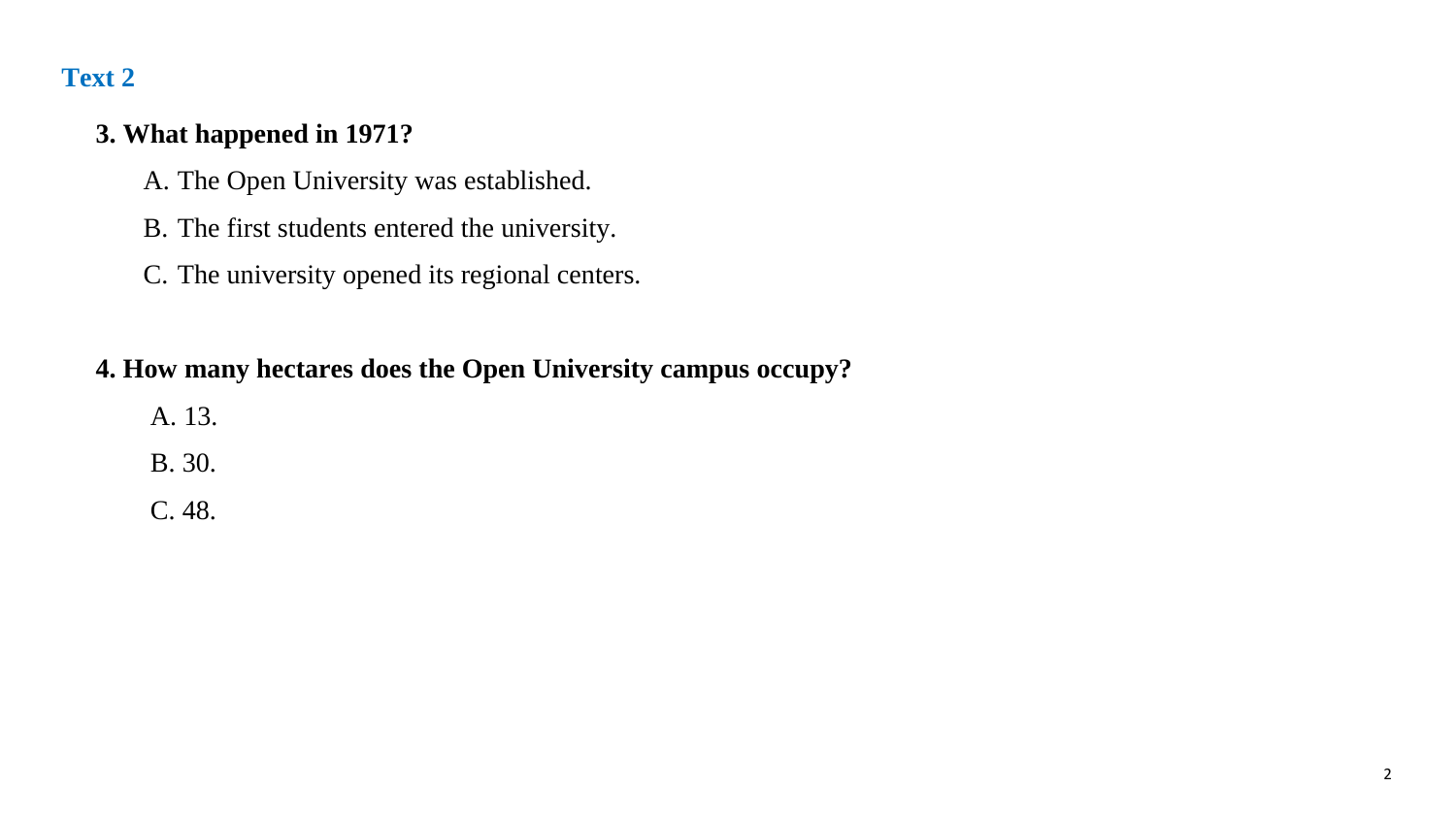## Text 2

**3. What happened in 1971?**

A. The Open University was established.

B. The first students entered the university.

C. The university opened its regional centers.

**4. How many hectares does the Open University campus occupy?**

A. 13.

B. 30.

C. 48.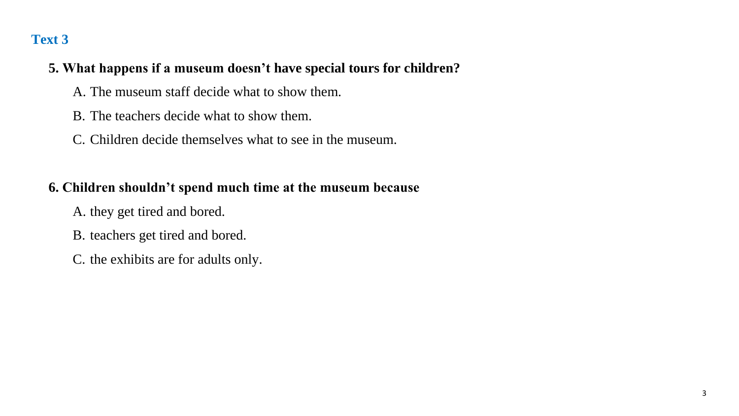### Text 3

**5. What happens if a museum doesn't have special tours for children?**

A. The museum staff decide what to show them.

B. The teachers decide what to show them.

C. Children decide themselves what to see in the museum.

**6. Children shouldn't spend much time at the museum because**

A. they get tired and bored.

B. teachers get tired and bored.

C. the exhibits are for adults only.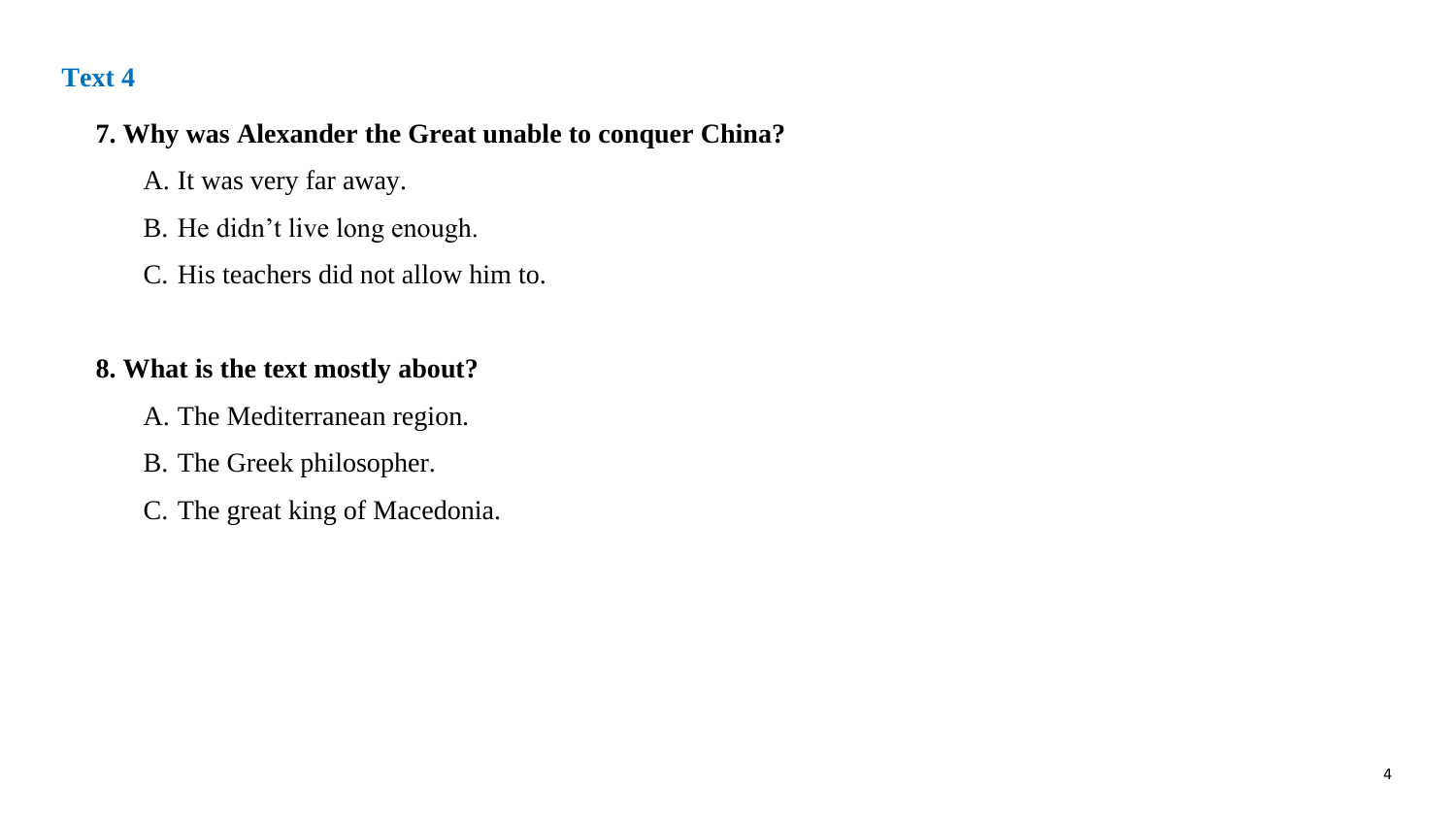## Text 4

**7. Why was Alexander the Great unable to conquer China?**

A. It was very far away.

B. He didn't live long enough.

C. His teachers did not allow him to.

**8. What is the text mostly about?**

A. The Mediterranean region.

B. The Greek philosopher.

C. The great king of Macedonia.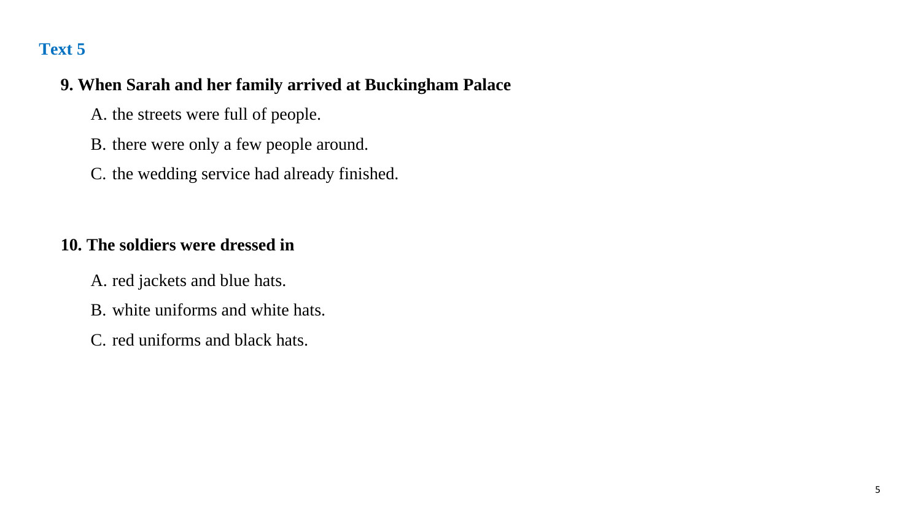## Text 5

**9. When Sarah and her family arrived at Buckingham Palace**

A. the streets were full of people.

B. there were only a few people around.

C. the wedding service had already finished.

**10. The soldiers were dressed in**

A. red jackets and blue hats.

B. white uniforms and white hats.

C. red uniforms and black hats.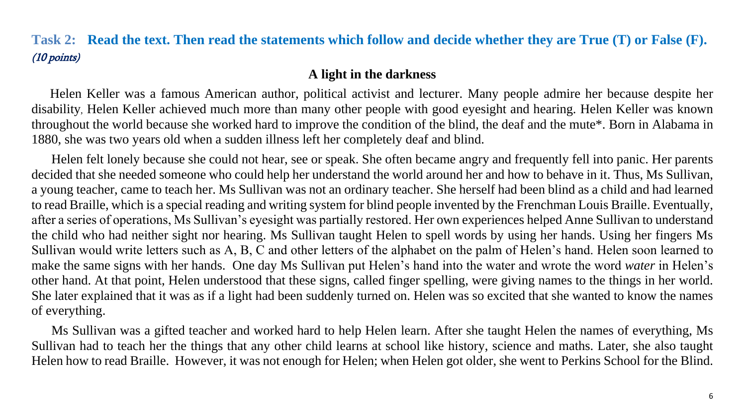**Task 2: Read the text. Then read the statements which follow and decide whether they are True (T) or False (F).** *(10 points)*

## A light in the darkness

Helen Keller was a famous American author, political activist and lecturer. Many people admire her because despite her disability, Helen Keller achieved much more than many other people with good eyesight and hearing. Helen Keller was known throughout the world because she worked hard to improve the condition of the blind, the deaf and the mute*. Born in Alabama in 1880, she was two years old when a sudden illness left her completely deaf and blind.

Helen felt lonely because she could not hear, see or speak. She often became angry and frequently fell into panic. Her parents decided that she needed someone who could help her understand the world around her and how to behave in it. Thus, Ms Sullivan, a young teacher, came to teach her. Ms Sullivan was not an ordinary teacher. She herself had been blind as a child and had learned to read Braille, which is a special reading and writing system for blind people invented by the Frenchman Louis Braille. Eventually, after a series of operations, Ms Sullivan's eyesight was partially restored. Her own experiences helped Anne Sullivan to understand the child who had neither sight nor hearing. Ms Sullivan taught Helen to spell words by using her hands. Using her fingers Ms Sullivan would write letters such as A, B, C and other letters of the alphabet on the palm of Helen's hand. Helen soon learned to make the same signs with her hands. One day Ms Sullivan put Helen's hand into the water and wrote the word *water* in Helen's other hand. At that point, Helen understood that these signs, called finger spelling, were giving names to the things in her world. She later explained that it was as if a light had been suddenly turned on. Helen was so excited that she wanted to know the names of everything.

Ms Sullivan was a gifted teacher and worked hard to help Helen learn. After she taught Helen the names of everything, Ms Sullivan had to teach her the things that any other child learns at school like history, science and maths. Later, she also taught Helen how to read Braille. However, it was not enough for Helen; when Helen got older, she went to Perkins School for the Blind.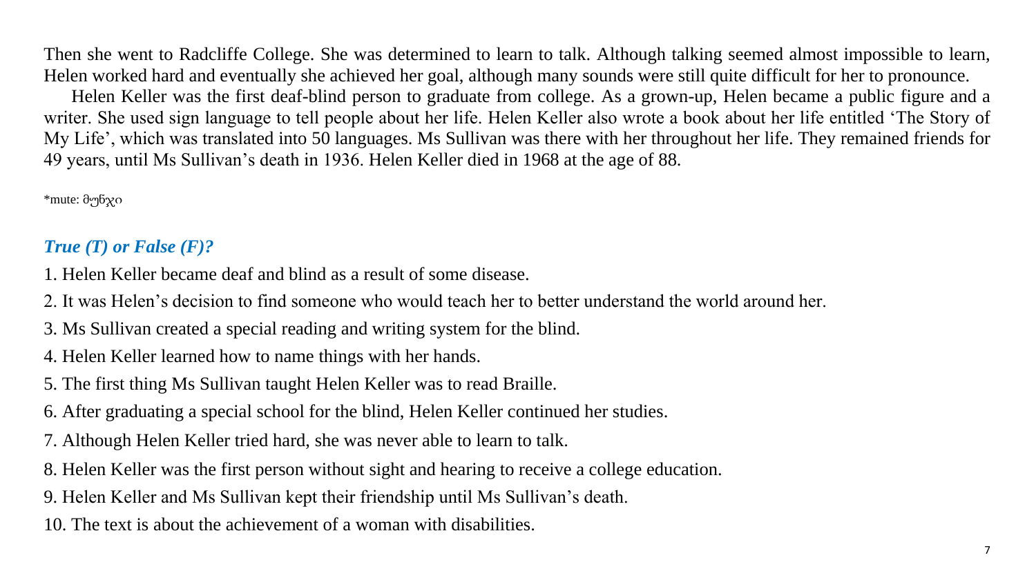Then she went to Radcliffe College. She was determined to learn to talk. Although talking seemed almost impossible to learn, Helen worked hard and eventually she achieved her goal, although many sounds were still quite difficult for her to pronounce.

Helen Keller was the first deaf-blind person to graduate from college. As a grown-up, Helen became a public figure and a writer. She used sign language to tell people about her life. Helen Keller also wrote a book about her life entitled 'The Story of My Life', which was translated into 50 languages. Ms Sullivan was there with her throughout her life. They remained friends for 49 years, until Ms Sullivan's death in 1936. Helen Keller died in 1968 at the age of 88.

*mute: მუნჯი

### *True (T) or False (F)?*

1. Helen Keller became deaf and blind as a result of some disease.
2. It was Helen's decision to find someone who would teach her to better understand the world around her.
3. Ms Sullivan created a special reading and writing system for the blind.
4. Helen Keller learned how to name things with her hands.
5. The first thing Ms Sullivan taught Helen Keller was to read Braille.
6. After graduating a special school for the blind, Helen Keller continued her studies.
7. Although Helen Keller tried hard, she was never able to learn to talk.
8. Helen Keller was the first person without sight and hearing to receive a college education.
9. Helen Keller and Ms Sullivan kept their friendship until Ms Sullivan's death.
10. The text is about the achievement of a woman with disabilities.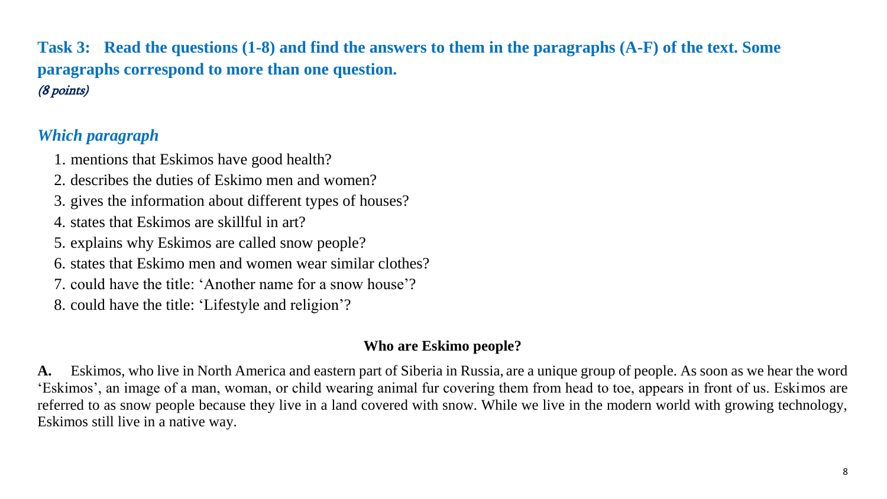## Task 3: Read the questions (1-8) and find the answers to them in the paragraphs (A-F) of the text. Some paragraphs correspond to more than one question.

*(8 points)*

### *Which paragraph*

1. mentions that Eskimos have good health?
2. describes the duties of Eskimo men and women?
3. gives the information about different types of houses?
4. states that Eskimos are skillful in art?
5. explains why Eskimos are called snow people?
6. states that Eskimo men and women wear similar clothes?
7. could have the title: 'Another name for a snow house'?
8. could have the title: 'Lifestyle and religion'?

**Who are Eskimo people?**

**A.** Eskimos, who live in North America and eastern part of Siberia in Russia, are a unique group of people. As soon as we hear the word 'Eskimos', an image of a man, woman, or child wearing animal fur covering them from head to toe, appears in front of us. Eskimos are referred to as snow people because they live in a land covered with snow. While we live in the modern world with growing technology, Eskimos still live in a native way.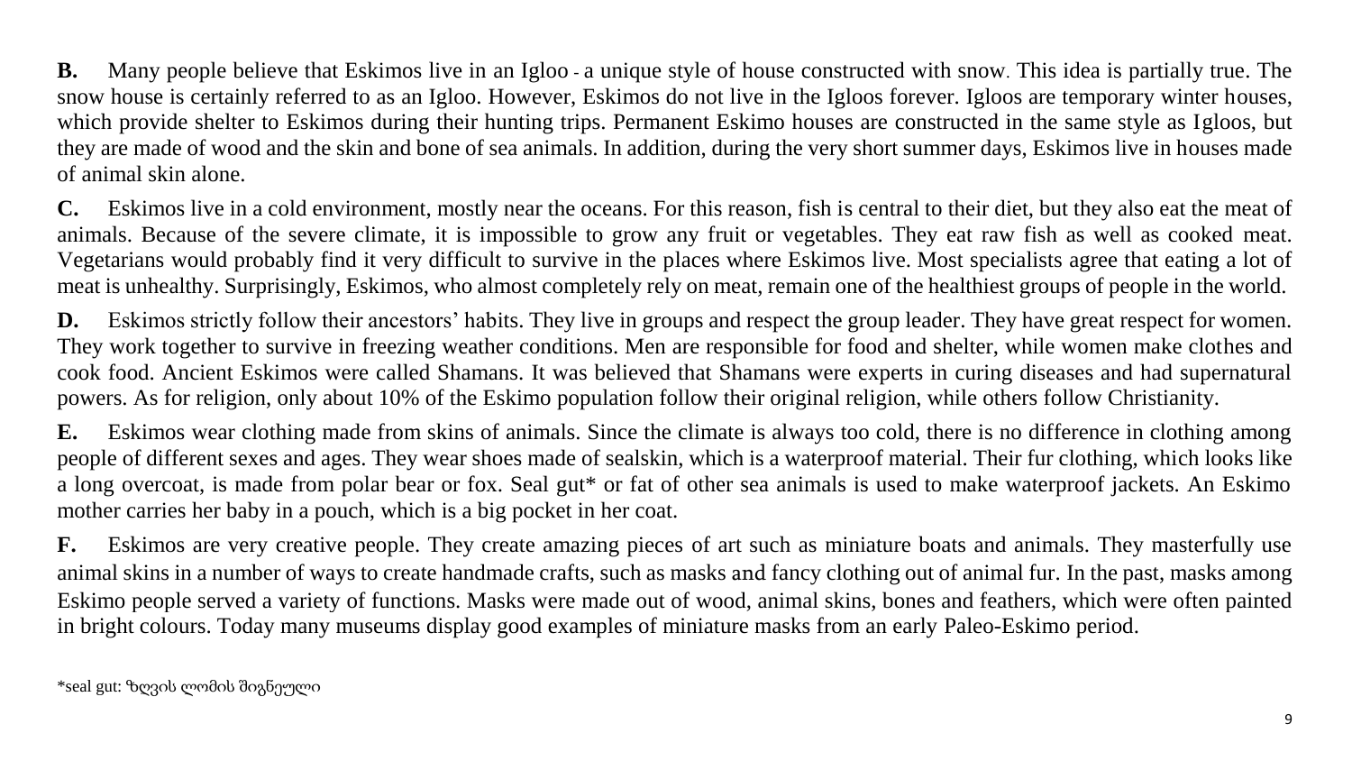**B.** Many people believe that Eskimos live in an Igloo - a unique style of house constructed with snow. This idea is partially true. The snow house is certainly referred to as an Igloo. However, Eskimos do not live in the Igloos forever. Igloos are temporary winter houses, which provide shelter to Eskimos during their hunting trips. Permanent Eskimo houses are constructed in the same style as Igloos, but they are made of wood and the skin and bone of sea animals. In addition, during the very short summer days, Eskimos live in houses made of animal skin alone.

**C.** Eskimos live in a cold environment, mostly near the oceans. For this reason, fish is central to their diet, but they also eat the meat of animals. Because of the severe climate, it is impossible to grow any fruit or vegetables. They eat raw fish as well as cooked meat. Vegetarians would probably find it very difficult to survive in the places where Eskimos live. Most specialists agree that eating a lot of meat is unhealthy. Surprisingly, Eskimos, who almost completely rely on meat, remain one of the healthiest groups of people in the world.

**D.** Eskimos strictly follow their ancestors' habits. They live in groups and respect the group leader. They have great respect for women. They work together to survive in freezing weather conditions. Men are responsible for food and shelter, while women make clothes and cook food. Ancient Eskimos were called Shamans. It was believed that Shamans were experts in curing diseases and had supernatural powers. As for religion, only about 10% of the Eskimo population follow their original religion, while others follow Christianity.

**E.** Eskimos wear clothing made from skins of animals. Since the climate is always too cold, there is no difference in clothing among people of different sexes and ages. They wear shoes made of sealskin, which is a waterproof material. Their fur clothing, which looks like a long overcoat, is made from polar bear or fox. Seal gut* or fat of other sea animals is used to make waterproof jackets. An Eskimo mother carries her baby in a pouch, which is a big pocket in her coat.

**F.** Eskimos are very creative people. They create amazing pieces of art such as miniature boats and animals. They masterfully use animal skins in a number of ways to create handmade crafts, such as masks and fancy clothing out of animal fur. In the past, masks among Eskimo people served a variety of functions. Masks were made out of wood, animal skins, bones and feathers, which were often painted in bright colours. Today many museums display good examples of miniature masks from an early Paleo-Eskimo period.

*seal gut: ზღვის ლომის შიგნეული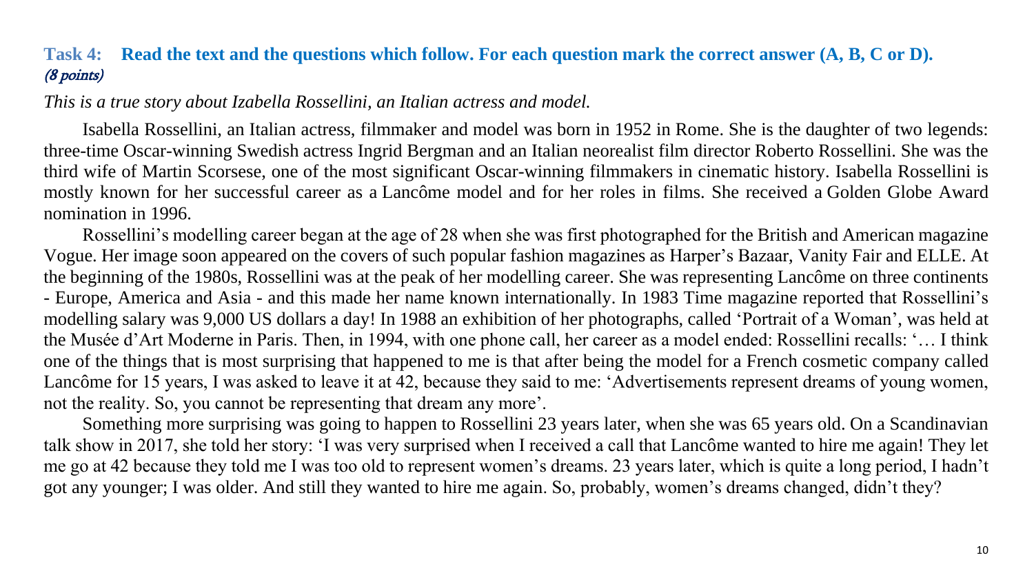### **Task 4: Read the text and the questions which follow. For each question mark the correct answer (A, B, C or D).** *(8 points)*

*This is a true story about Izabella Rossellini, an Italian actress and model.*

Isabella Rossellini, an Italian actress, filmmaker and model was born in 1952 in Rome. She is the daughter of two legends: three-time Oscar-winning Swedish actress Ingrid Bergman and an Italian neorealist film director Roberto Rossellini. She was the third wife of Martin Scorsese, one of the most significant Oscar-winning filmmakers in cinematic history. Isabella Rossellini is mostly known for her successful career as a Lancôme model and for her roles in films. She received a Golden Globe Award nomination in 1996.

Rossellini's modelling career began at the age of 28 when she was first photographed for the British and American magazine Vogue. Her image soon appeared on the covers of such popular fashion magazines as Harper's Bazaar, Vanity Fair and ELLE. At the beginning of the 1980s, Rossellini was at the peak of her modelling career. She was representing Lancôme on three continents - Europe, America and Asia - and this made her name known internationally. In 1983 Time magazine reported that Rossellini's modelling salary was 9,000 US dollars a day! In 1988 an exhibition of her photographs, called 'Portrait of a Woman', was held at the Musée d'Art Moderne in Paris. Then, in 1994, with one phone call, her career as a model ended: Rossellini recalls: '… I think one of the things that is most surprising that happened to me is that after being the model for a French cosmetic company called Lancôme for 15 years, I was asked to leave it at 42, because they said to me: 'Advertisements represent dreams of young women, not the reality. So, you cannot be representing that dream any more'.

Something more surprising was going to happen to Rossellini 23 years later, when she was 65 years old. On a Scandinavian talk show in 2017, she told her story: 'I was very surprised when I received a call that Lancôme wanted to hire me again! They let me go at 42 because they told me I was too old to represent women's dreams. 23 years later, which is quite a long period, I hadn't got any younger; I was older. And still they wanted to hire me again. So, probably, women's dreams changed, didn't they?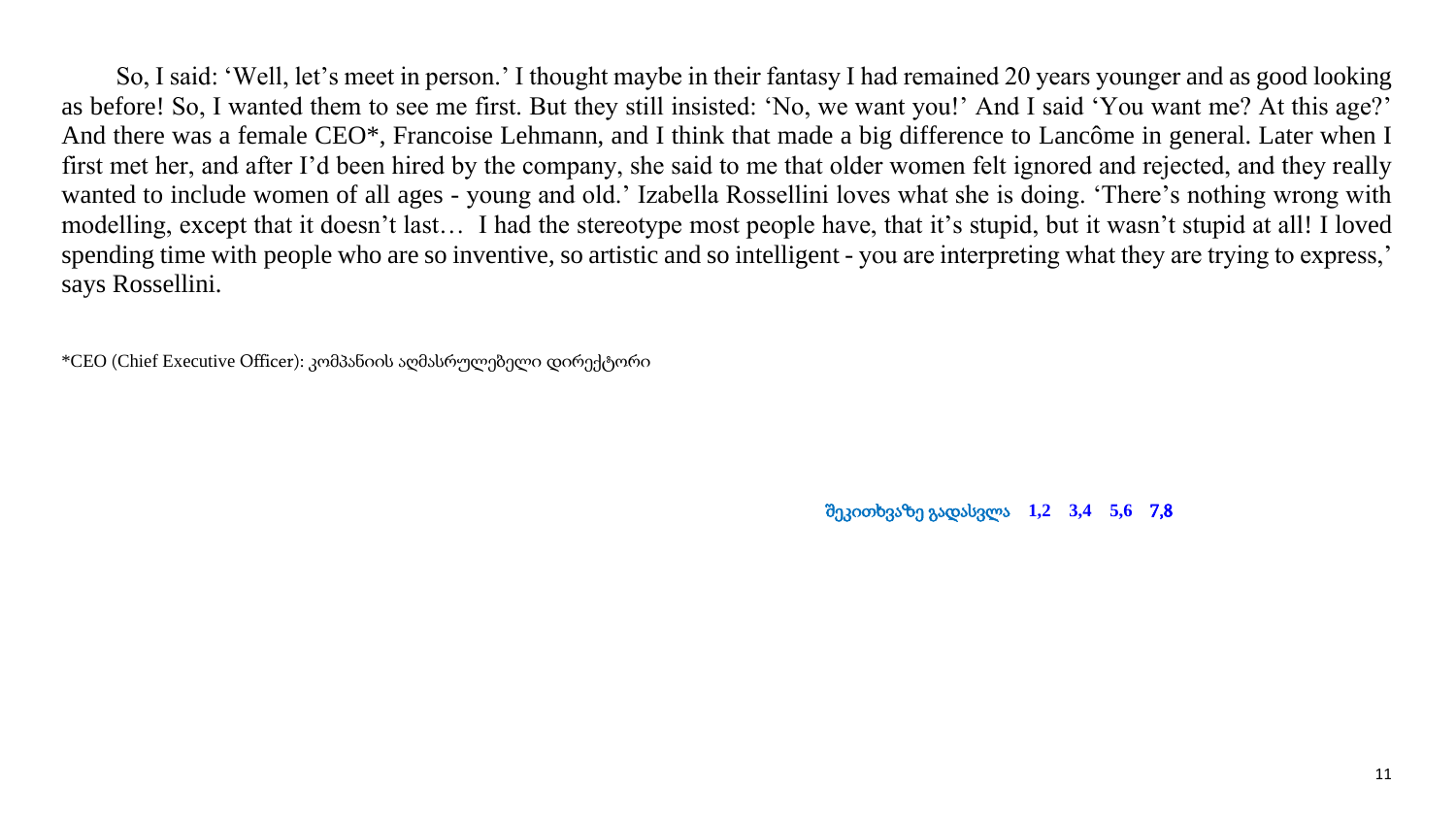So, I said: 'Well, let's meet in person.' I thought maybe in their fantasy I had remained 20 years younger and as good looking as before! So, I wanted them to see me first. But they still insisted: 'No, we want you!' And I said 'You want me? At this age?' And there was a female CEO*, Francoise Lehmann, and I think that made a big difference to Lancôme in general. Later when I first met her, and after I'd been hired by the company, she said to me that older women felt ignored and rejected, and they really wanted to include women of all ages - young and old.' Izabella Rossellini loves what she is doing. 'There's nothing wrong with modelling, except that it doesn't last… I had the stereotype most people have, that it's stupid, but it wasn't stupid at all! I loved spending time with people who are so inventive, so artistic and so intelligent - you are interpreting what they are trying to express,' says Rossellini.

*CEO (Chief Executive Officer): კომპანიის აღმასრულებელი დირექტორი

**შეკითხვაზე გადასვლა 1,2 3,4 5,6 7,8**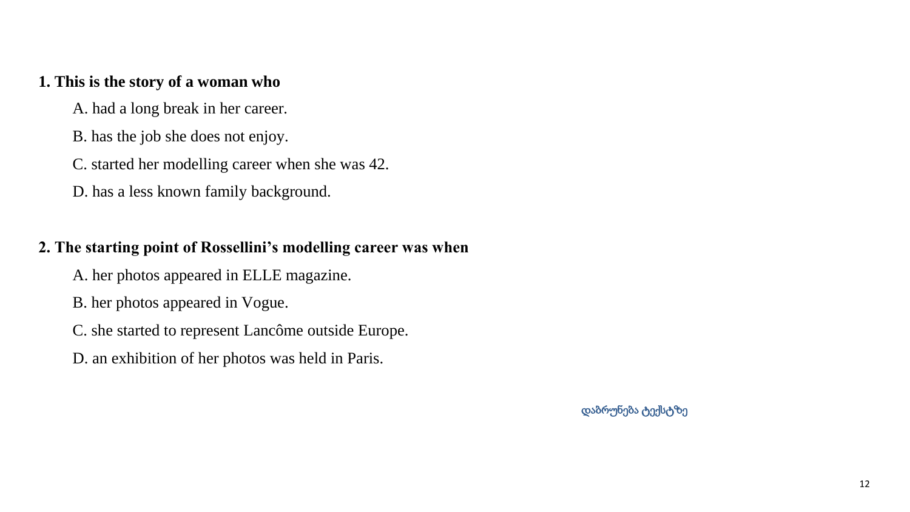**1. This is the story of a woman who**

A. had a long break in her career.

B. has the job she does not enjoy.

C. started her modelling career when she was 42.

D. has a less known family background.

**2. The starting point of Rossellini's modelling career was when**

A. her photos appeared in ELLE magazine.

B. her photos appeared in Vogue.

C. she started to represent Lancôme outside Europe.

D. an exhibition of her photos was held in Paris.

დაბრუნება ტექსტზე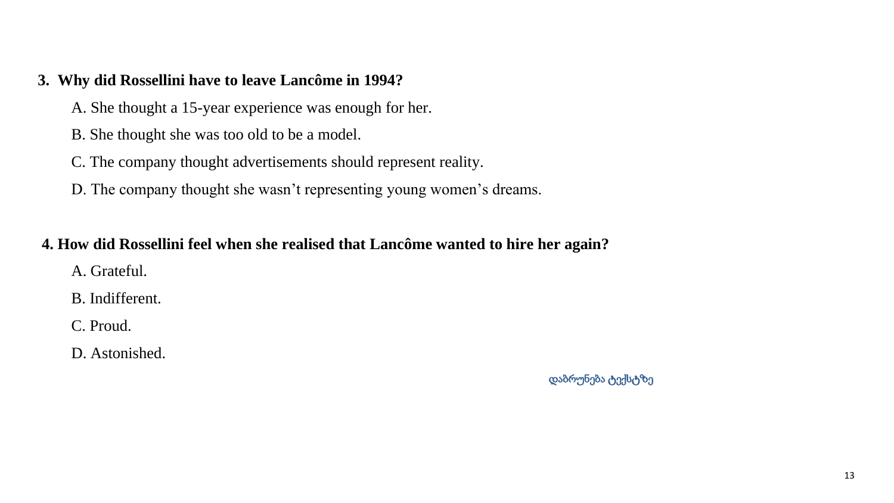**3. Why did Rossellini have to leave Lancôme in 1994?**

A. She thought a 15-year experience was enough for her.

B. She thought she was too old to be a model.

C. The company thought advertisements should represent reality.

D. The company thought she wasn't representing young women's dreams.

**4. How did Rossellini feel when she realised that Lancôme wanted to hire her again?**

A. Grateful.

B. Indifferent.

C. Proud.

D. Astonished.

დაბრუნება ტექსტზე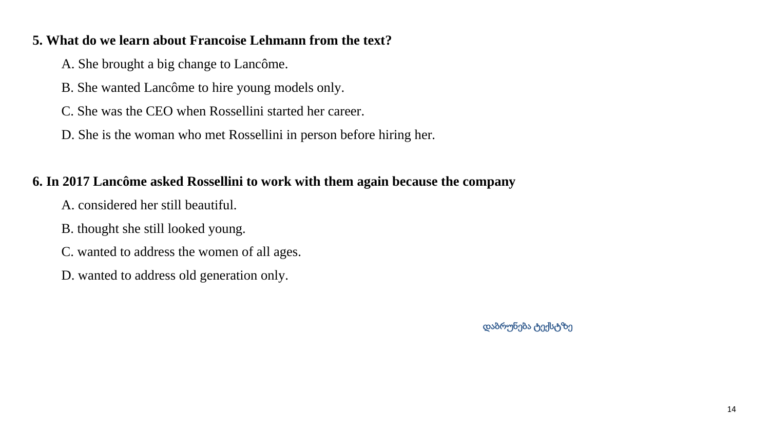**5. What do we learn about Francoise Lehmann from the text?**

A. She brought a big change to Lancôme.

B. She wanted Lancôme to hire young models only.

C. She was the CEO when Rossellini started her career.

D. She is the woman who met Rossellini in person before hiring her.

**6. In 2017 Lancôme asked Rossellini to work with them again because the company**

A. considered her still beautiful.

B. thought she still looked young.

C. wanted to address the women of all ages.

D. wanted to address old generation only.

დაბრუნება ტექსტზე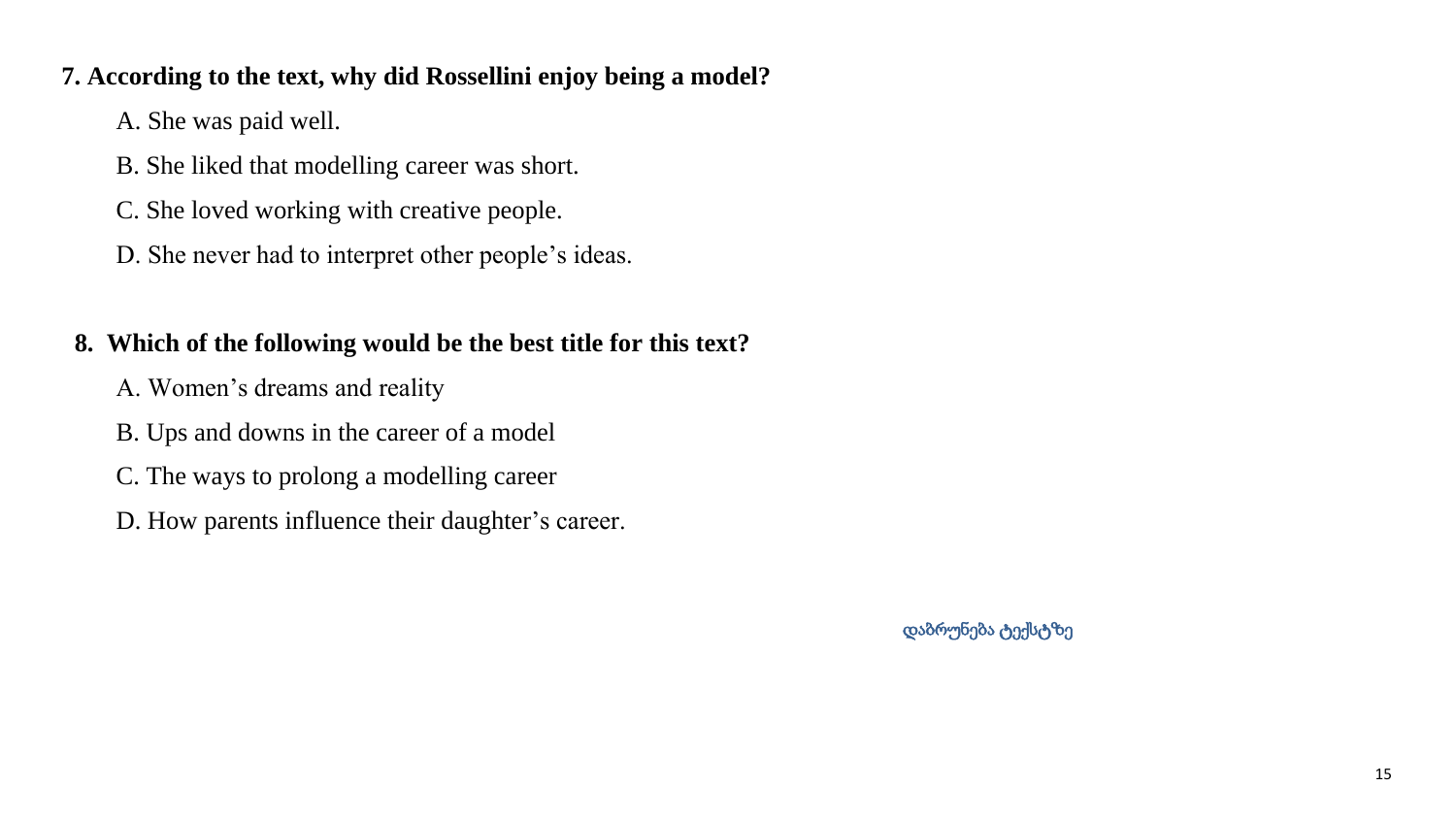**7. According to the text, why did Rossellini enjoy being a model?**

A. She was paid well.

B. She liked that modelling career was short.

C. She loved working with creative people.

D. She never had to interpret other people's ideas.

**8. Which of the following would be the best title for this text?**

A. Women's dreams and reality

B. Ups and downs in the career of a model

C. The ways to prolong a modelling career

D. How parents influence their daughter's career.

დაბრუნება ტექსტზე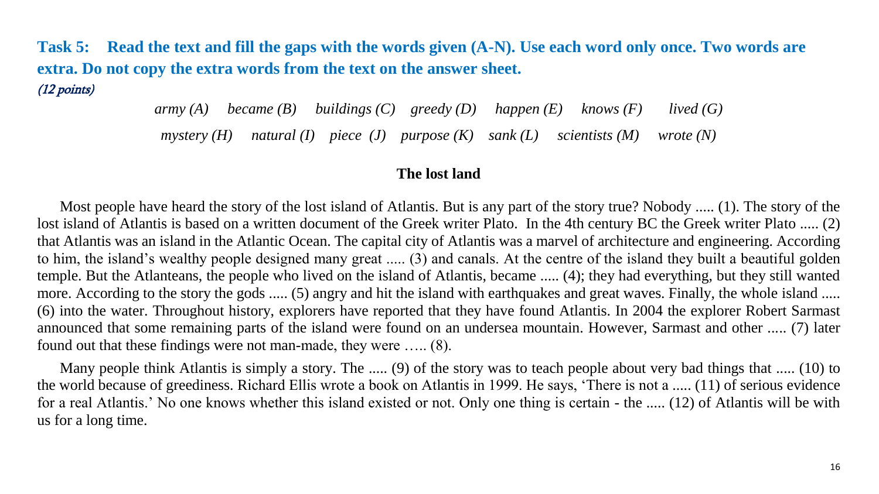**Task 5: Read the text and fill the gaps with the words given (A-N). Use each word only once. Two words are extra. Do not copy the extra words from the text on the answer sheet.**
*(12 points)*

*army (A) became (B) buildings (C) greedy (D) happen (E) knows (F) lived (G)*

*mystery (H) natural (I) piece (J) purpose (K) sank (L) scientists (M) wrote (N)*

**The lost land**

Most people have heard the story of the lost island of Atlantis. But is any part of the story true? Nobody ..... (1). The story of the lost island of Atlantis is based on a written document of the Greek writer Plato. In the 4th century BC the Greek writer Plato ..... (2) that Atlantis was an island in the Atlantic Ocean. The capital city of Atlantis was a marvel of architecture and engineering. According to him, the island's wealthy people designed many great ..... (3) and canals. At the centre of the island they built a beautiful golden temple. But the Atlanteans, the people who lived on the island of Atlantis, became ..... (4); they had everything, but they still wanted more. According to the story the gods ..... (5) angry and hit the island with earthquakes and great waves. Finally, the whole island ..... (6) into the water. Throughout history, explorers have reported that they have found Atlantis. In 2004 the explorer Robert Sarmast announced that some remaining parts of the island were found on an undersea mountain. However, Sarmast and other ..... (7) later found out that these findings were not man-made, they were ….. (8).

Many people think Atlantis is simply a story. The ..... (9) of the story was to teach people about very bad things that ..... (10) to the world because of greediness. Richard Ellis wrote a book on Atlantis in 1999. He says, 'There is not a ..... (11) of serious evidence for a real Atlantis.' No one knows whether this island existed or not. Only one thing is certain - the ..... (12) of Atlantis will be with us for a long time.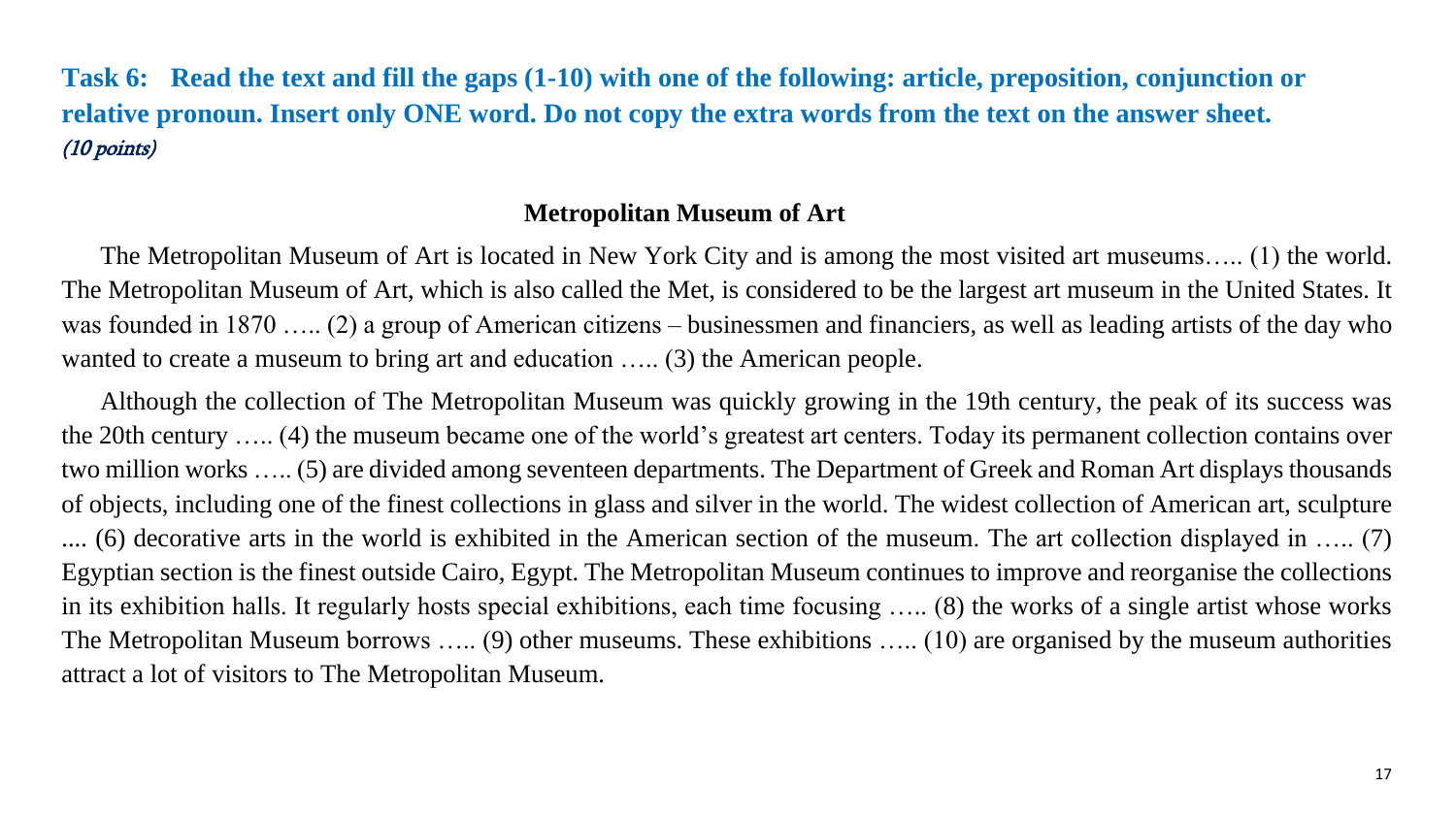**Task 6: Read the text and fill the gaps (1-10) with one of the following: article, preposition, conjunction or relative pronoun. Insert only ONE word. Do not copy the extra words from the text on the answer sheet.** *(10 points)*

## Metropolitan Museum of Art

The Metropolitan Museum of Art is located in New York City and is among the most visited art museums….. (1) the world. The Metropolitan Museum of Art, which is also called the Met, is considered to be the largest art museum in the United States. It was founded in 1870 ….. (2) a group of American citizens – businessmen and financiers, as well as leading artists of the day who wanted to create a museum to bring art and education ….. (3) the American people.

Although the collection of The Metropolitan Museum was quickly growing in the 19th century, the peak of its success was the 20th century ….. (4) the museum became one of the world's greatest art centers. Today its permanent collection contains over two million works ….. (5) are divided among seventeen departments. The Department of Greek and Roman Art displays thousands of objects, including one of the finest collections in glass and silver in the world. The widest collection of American art, sculpture .... (6) decorative arts in the world is exhibited in the American section of the museum. The art collection displayed in ….. (7) Egyptian section is the finest outside Cairo, Egypt. The Metropolitan Museum continues to improve and reorganise the collections in its exhibition halls. It regularly hosts special exhibitions, each time focusing ….. (8) the works of a single artist whose works The Metropolitan Museum borrows ….. (9) other museums. These exhibitions ….. (10) are organised by the museum authorities attract a lot of visitors to The Metropolitan Museum.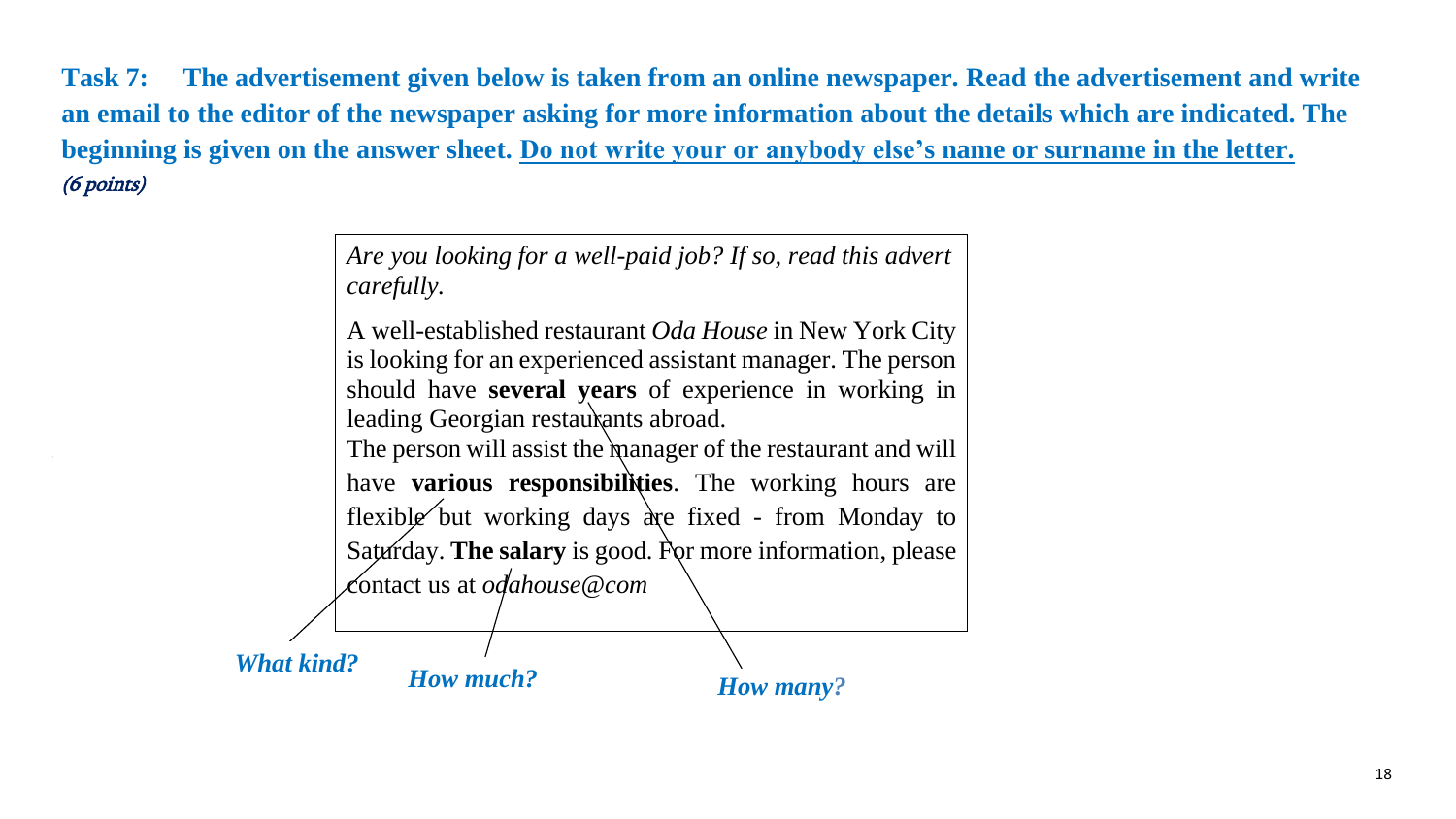**Task 7: The advertisement given below is taken from an online newspaper. Read the advertisement and write an email to the editor of the newspaper asking for more information about the details which are indicated. The beginning is given on the answer sheet. Do not write your or anybody else's name or surname in the letter.**
*(6 points)*

> *Are you looking for a well-paid job? If so, read this advert carefully.*
>
> A well-established restaurant *Oda House* in New York City is looking for an experienced assistant manager. The person should have **several years** of experience in working in leading Georgian restaurants abroad.
> The person will assist the manager of the restaurant and will have **various responsibilities**. The working hours are flexible but working days are fixed - from Monday to Saturday. **The salary** is good. For more information, please contact us at *odahouse@com*

***What kind?*** (various responsibilities)

***How much?*** (the salary)

***How many?*** (several years)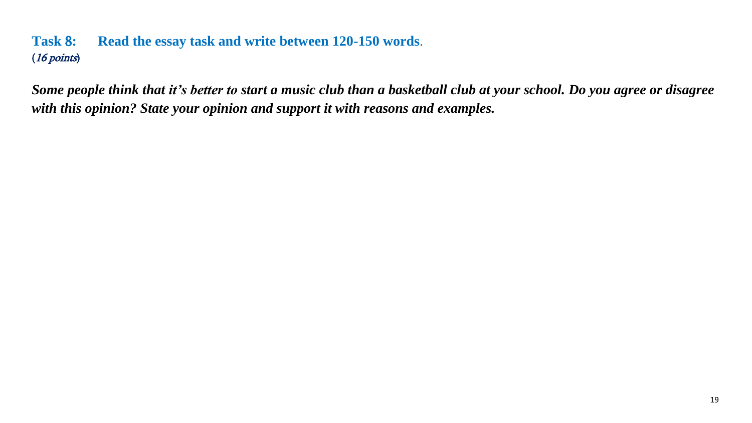**Task 8: Read the essay task and write between 120-150 words**.
(*16 points*)

***Some people think that it's better to start a music club than a basketball club at your school. Do you agree or disagree with this opinion? State your opinion and support it with reasons and examples.***